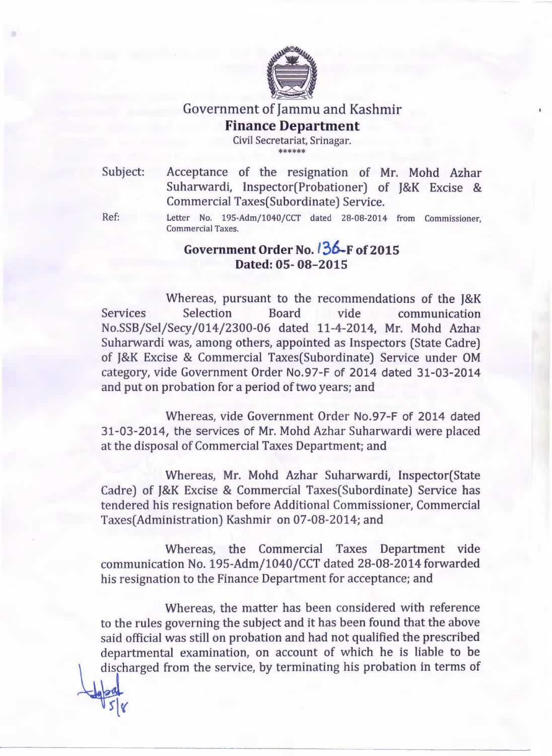# Government of Jammu and Kashmir

## Finance Department

Civil Secretariat, Srinagar.

******

Subject: Acceptance of the resignation of Mr. Mohd Azhar Suharwardi, Inspector(Probationer) of J&K Excise & Commercial Taxes(Subordinate) Service.

Ref: Letter No. 195-Adm/1040/CCT dated 28-08-2014 from Commissioner, Commercial Taxes.

**Government Order No. 136-F of 2015**
**Dated: 05- 08-2015**

Whereas, pursuant to the recommendations of the J&K Services Selection Board vide communication No.SSB/Sel/Secy/014/2300-06 dated 11-4-2014, Mr. Mohd Azhar Suharwardi was, among others, appointed as Inspectors (State Cadre) of J&K Excise & Commercial Taxes(Subordinate) Service under OM category, vide Government Order No.97-F of 2014 dated 31-03-2014 and put on probation for a period of two years; and

Whereas, vide Government Order No.97-F of 2014 dated 31-03-2014, the services of Mr. Mohd Azhar Suharwardi were placed at the disposal of Commercial Taxes Department; and

Whereas, Mr. Mohd Azhar Suharwardi, Inspector(State Cadre) of J&K Excise & Commercial Taxes(Subordinate) Service has tendered his resignation before Additional Commissioner, Commercial Taxes(Administration) Kashmir on 07-08-2014; and

Whereas, the Commercial Taxes Department vide communication No. 195-Adm/1040/CCT dated 28-08-2014 forwarded his resignation to the Finance Department for acceptance; and

Whereas, the matter has been considered with reference to the rules governing the subject and it has been found that the above said official was still on probation and had not qualified the prescribed departmental examination, on account of which he is liable to be discharged from the service, by terminating his probation in terms of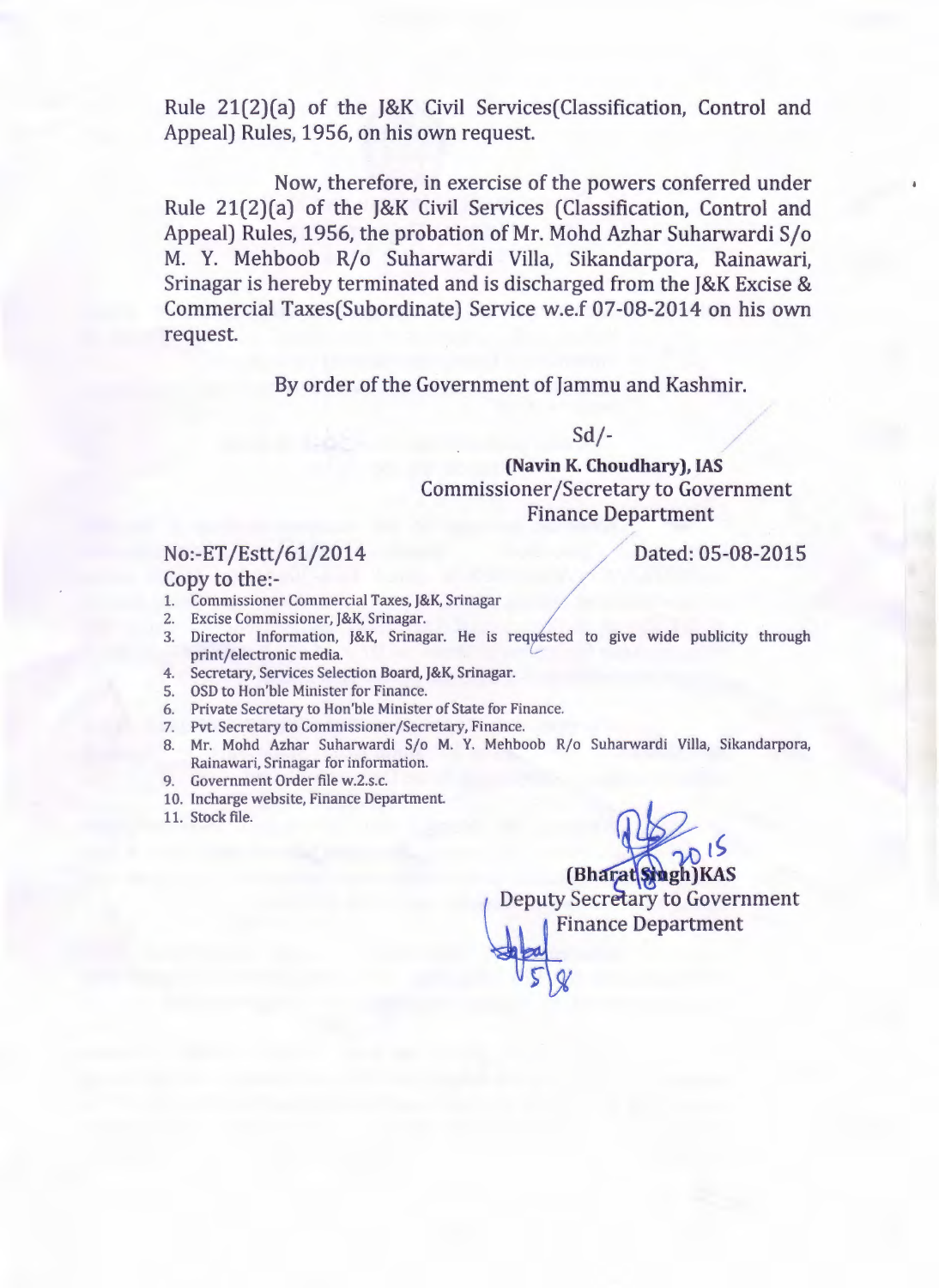Rule 21(2)(a) of the J&K Civil Services(Classification, Control and Appeal) Rules, 1956, on his own request.

Now, therefore, in exercise of the powers conferred under Rule 21(2)(a) of the J&K Civil Services (Classification, Control and Appeal) Rules, 1956, the probation of Mr. Mohd Azhar Suharwardi S/o M. Y. Mehboob R/o Suharwardi Villa, Sikandarpora, Rainawari, Srinagar is hereby terminated and is discharged from the J&K Excise & Commercial Taxes(Subordinate) Service w.e.f 07-08-2014 on his own request.

By order of the Government of Jammu and Kashmir.

Sd/-

**(Navin K. Choudhary), IAS**
Commissioner/Secretary to Government
Finance Department

No:-ET/Estt/61/2014 Dated: 05-08-2015

Copy to the:-

1. Commissioner Commercial Taxes, J&K, Srinagar
2. Excise Commissioner, J&K, Srinagar.
3. Director Information, J&K, Srinagar. He is requested to give wide publicity through print/electronic media.
4. Secretary, Services Selection Board, J&K, Srinagar.
5. OSD to Hon'ble Minister for Finance.
6. Private Secretary to Hon'ble Minister of State for Finance.
7. Pvt. Secretary to Commissioner/Secretary, Finance.
8. Mr. Mohd Azhar Suharwardi S/o M. Y. Mehboob R/o Suharwardi Villa, Sikandarpora, Rainawari, Srinagar for information.
9. Government Order file w.2.s.c.
10. Incharge website, Finance Department.
11. Stock file.

**(Bharat Singh)KAS**
Deputy Secretary to Government
Finance Department